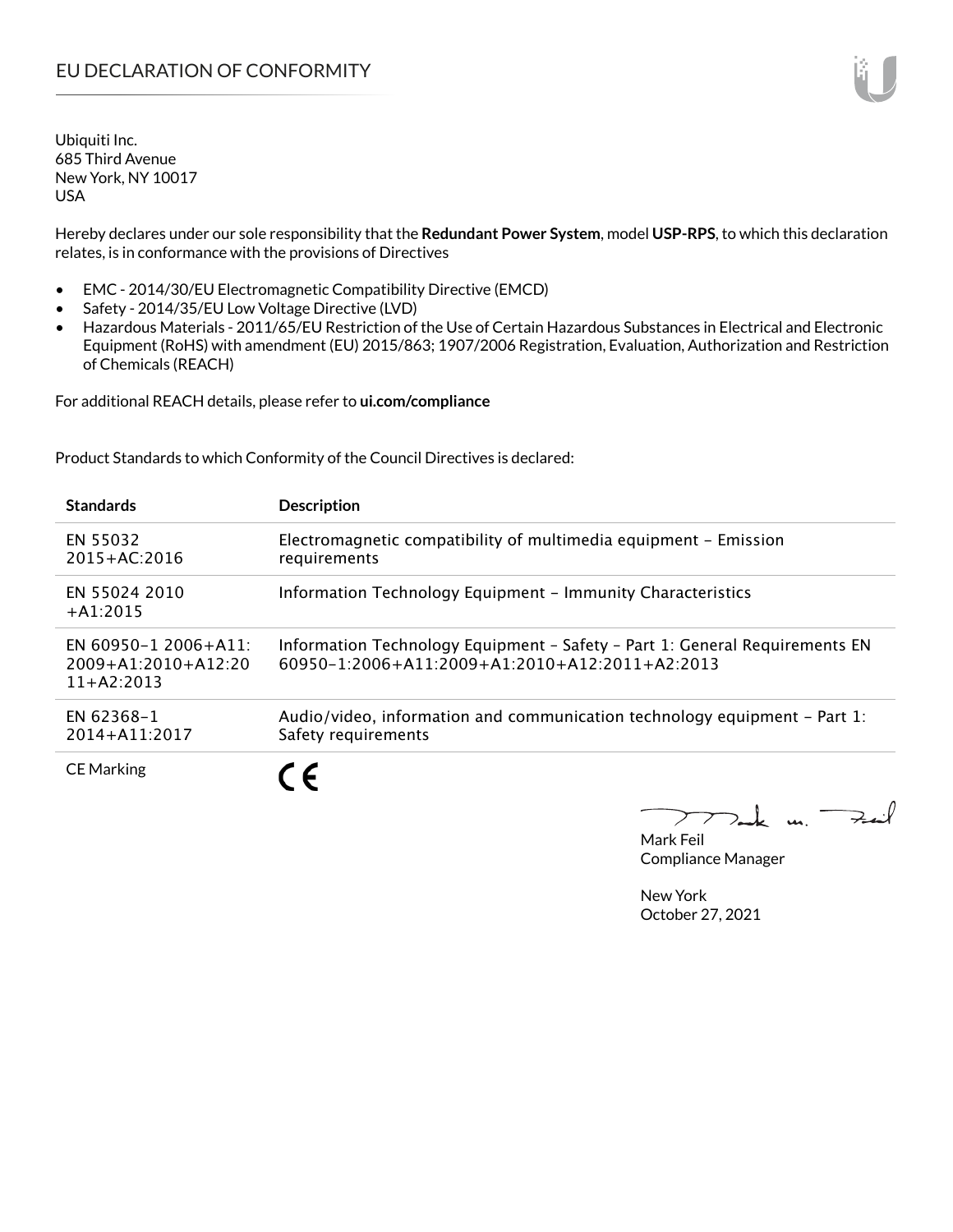# EU DECLARATION OF CONFORMITY

Ubiquiti Inc.
685 Third Avenue
New York, NY 10017
USA

Hereby declares under our sole responsibility that the **Redundant Power System**, model **USP-RPS**, to which this declaration relates, is in conformance with the provisions of Directives

- EMC - 2014/30/EU Electromagnetic Compatibility Directive (EMCD)
- Safety - 2014/35/EU Low Voltage Directive (LVD)
- Hazardous Materials - 2011/65/EU Restriction of the Use of Certain Hazardous Substances in Electrical and Electronic Equipment (RoHS) with amendment (EU) 2015/863; 1907/2006 Registration, Evaluation, Authorization and Restriction of Chemicals (REACH)

For additional REACH details, please refer to **ui.com/compliance**

Product Standards to which Conformity of the Council Directives is declared:

| Standards | Description |
|---|---|
| EN 55032 2015+AC:2016 | Electromagnetic compatibility of multimedia equipment – Emission requirements |
| EN 55024 2010 +A1:2015 | Information Technology Equipment – Immunity Characteristics |
| EN 60950-1 2006+A11: 2009+A1:2010+A12:2011+A2:2013 | Information Technology Equipment – Safety – Part 1: General Requirements EN 60950-1:2006+A11:2009+A1:2010+A12:2011+A2:2013 |
| EN 62368-1 2014+A11:2017 | Audio/video, information and communication technology equipment – Part 1: Safety requirements |
| CE Marking | CE |

Mark Feil
Compliance Manager

New York
October 27, 2021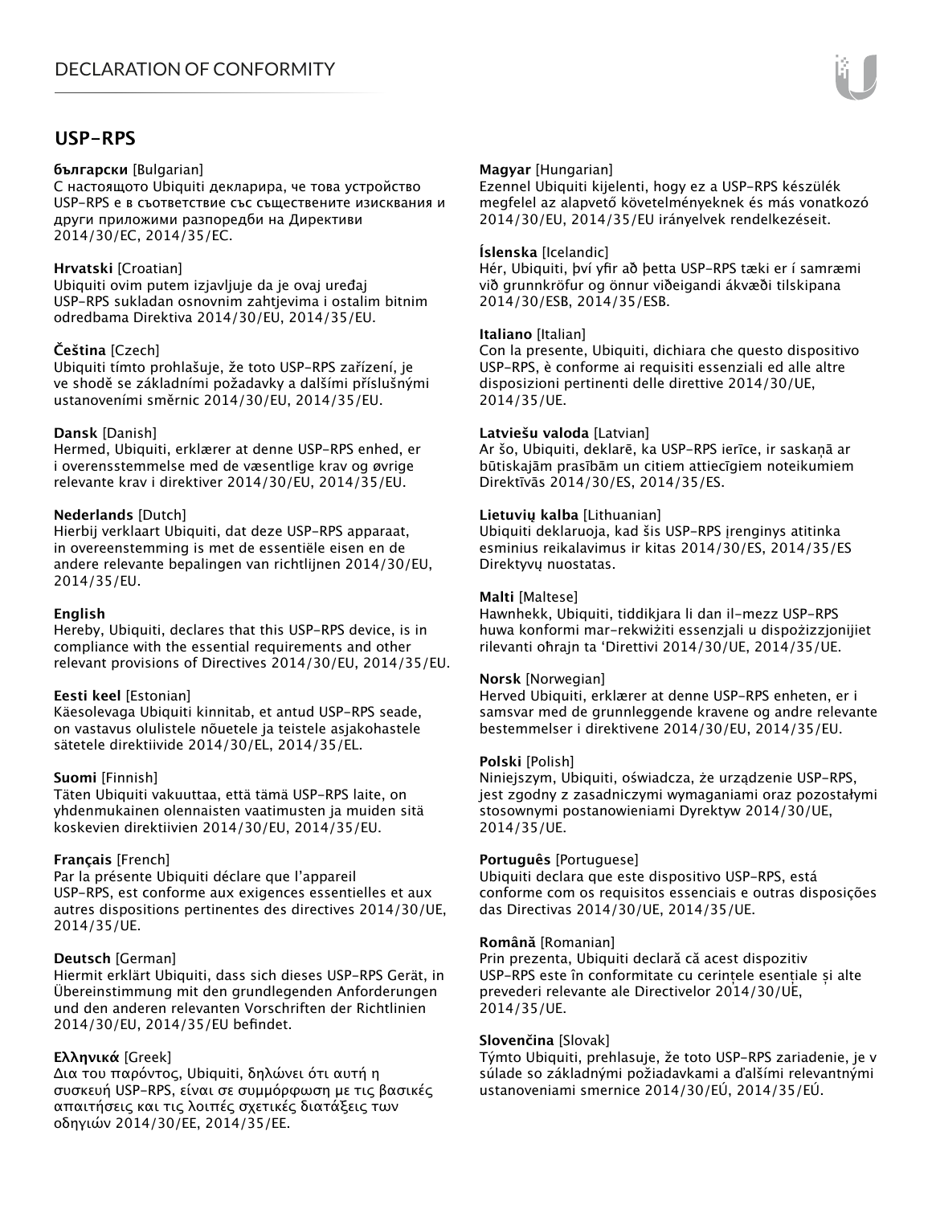# DECLARATION OF CONFORMITY

## USP-RPS

**български** [Bulgarian]
С настоящото Ubiquiti декларира, че това устройство USP-RPS е в съответствие със съществените изисквания и други приложими разпоредби на Директиви 2014/30/ЕС, 2014/35/ЕС.

**Hrvatski** [Croatian]
Ubiquiti ovim putem izjavljuje da je ovaj uređaj USP-RPS sukladan osnovnim zahtjevima i ostalim bitnim odredbama Direktiva 2014/30/EU, 2014/35/EU.

**Čeština** [Czech]
Ubiquiti tímto prohlašuje, že toto USP-RPS zařízení, je ve shodě se základními požadavky a dalšími příslušnými ustanoveními směrnic 2014/30/EU, 2014/35/EU.

**Dansk** [Danish]
Hermed, Ubiquiti, erklærer at denne USP-RPS enhed, er i overensstemmelse med de væsentlige krav og øvrige relevante krav i direktiver 2014/30/EU, 2014/35/EU.

**Nederlands** [Dutch]
Hierbij verklaart Ubiquiti, dat deze USP-RPS apparaat, in overeenstemming is met de essentiële eisen en de andere relevante bepalingen van richtlijnen 2014/30/EU, 2014/35/EU.

**English**
Hereby, Ubiquiti, declares that this USP-RPS device, is in compliance with the essential requirements and other relevant provisions of Directives 2014/30/EU, 2014/35/EU.

**Eesti keel** [Estonian]
Käesolevaga Ubiquiti kinnitab, et antud USP-RPS seade, on vastavus olulistele nõuetele ja teistele asjakohastele sätetele direktiivide 2014/30/EL, 2014/35/EL.

**Suomi** [Finnish]
Täten Ubiquiti vakuuttaa, että tämä USP-RPS laite, on yhdenmukainen olennaisten vaatimusten ja muiden sitä koskevien direktiivien 2014/30/EU, 2014/35/EU.

**Français** [French]
Par la présente Ubiquiti déclare que l'appareil USP-RPS, est conforme aux exigences essentielles et aux autres dispositions pertinentes des directives 2014/30/UE, 2014/35/UE.

**Deutsch** [German]
Hiermit erklärt Ubiquiti, dass sich dieses USP-RPS Gerät, in Übereinstimmung mit den grundlegenden Anforderungen und den anderen relevanten Vorschriften der Richtlinien 2014/30/EU, 2014/35/EU befindet.

**Ελληνικά** [Greek]
Δια του παρόντος, Ubiquiti, δηλώνει ότι αυτή η συσκευή USP-RPS, είναι σε συμμόρφωση με τις βασικές απαιτήσεις και τις λοιπές σχετικές διατάξεις των οδηγιών 2014/30/EE, 2014/35/EE.

**Magyar** [Hungarian]
Ezennel Ubiquiti kijelenti, hogy ez a USP-RPS készülék megfelel az alapvető követelményeknek és más vonatkozó 2014/30/EU, 2014/35/EU irányelvek rendelkezéseit.

**Íslenska** [Icelandic]
Hér, Ubiquiti, því yfir að þetta USP-RPS tæki er í samræmi við grunnkröfur og önnur viðeigandi ákvæði tilskipana 2014/30/ESB, 2014/35/ESB.

**Italiano** [Italian]
Con la presente, Ubiquiti, dichiara che questo dispositivo USP-RPS, è conforme ai requisiti essenziali ed alle altre disposizioni pertinenti delle direttive 2014/30/UE, 2014/35/UE.

**Latviešu valoda** [Latvian]
Ar šo, Ubiquiti, deklarē, ka USP-RPS ierīce, ir saskaņā ar būtiskajām prasībām un citiem attiecīgiem noteikumiem Direktīvās 2014/30/ES, 2014/35/ES.

**Lietuvių kalba** [Lithuanian]
Ubiquiti deklaruoja, kad šis USP-RPS įrenginys atitinka esminius reikalavimus ir kitas 2014/30/ES, 2014/35/ES Direktyvų nuostatas.

**Malti** [Maltese]
Hawnhekk, Ubiquiti, tiddikjara li dan il-mezz USP-RPS huwa konformi mar-rekwiżiti essenzjali u dispożizzjonijiet rilevanti oħrajn ta 'Direttivi 2014/30/UE, 2014/35/UE.

**Norsk** [Norwegian]
Herved Ubiquiti, erklærer at denne USP-RPS enheten, er i samsvar med de grunnleggende kravene og andre relevante bestemmelser i direktivene 2014/30/EU, 2014/35/EU.

**Polski** [Polish]
Niniejszym, Ubiquiti, oświadcza, że urządzenie USP-RPS, jest zgodny z zasadniczymi wymaganiami oraz pozostałymi stosownymi postanowieniami Dyrektyw 2014/30/UE, 2014/35/UE.

**Português** [Portuguese]
Ubiquiti declara que este dispositivo USP-RPS, está conforme com os requisitos essenciais e outras disposições das Directivas 2014/30/UE, 2014/35/UE.

**Română** [Romanian]
Prin prezenta, Ubiquiti declară că acest dispozitiv USP-RPS este în conformitate cu cerințele esențiale și alte prevederi relevante ale Directivelor 2014/30/UE, 2014/35/UE.

**Slovenčina** [Slovak]
Týmto Ubiquiti, prehlasuje, že toto USP-RPS zariadenie, je v súlade so základnými požiadavkami a ďalšími relevantnými ustanoveniami smernice 2014/30/EÚ, 2014/35/EÚ.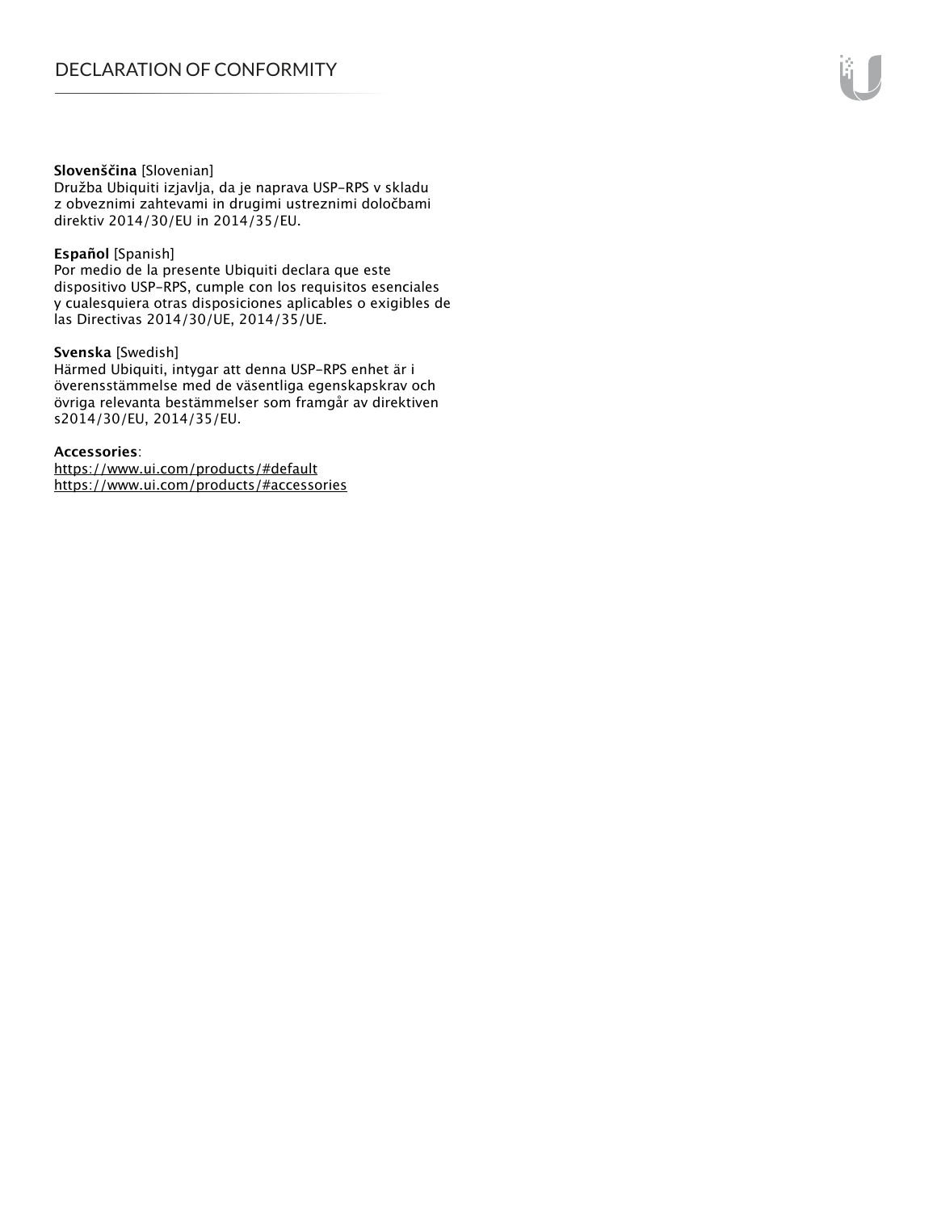**Slovenščina** [Slovenian]
Družba Ubiquiti izjavlja, da je naprava USP-RPS v skladu z obveznimi zahtevami in drugimi ustreznimi določbami direktiv 2014/30/EU in 2014/35/EU.

**Español** [Spanish]
Por medio de la presente Ubiquiti declara que este dispositivo USP-RPS, cumple con los requisitos esenciales y cualesquiera otras disposiciones aplicables o exigibles de las Directivas 2014/30/UE, 2014/35/UE.

**Svenska** [Swedish]
Härmed Ubiquiti, intygar att denna USP-RPS enhet är i överensstämmelse med de väsentliga egenskapskrav och övriga relevanta bestämmelser som framgår av direktiven s2014/30/EU, 2014/35/EU.

**Accessories**:
https://www.ui.com/products/#default
https://www.ui.com/products/#accessories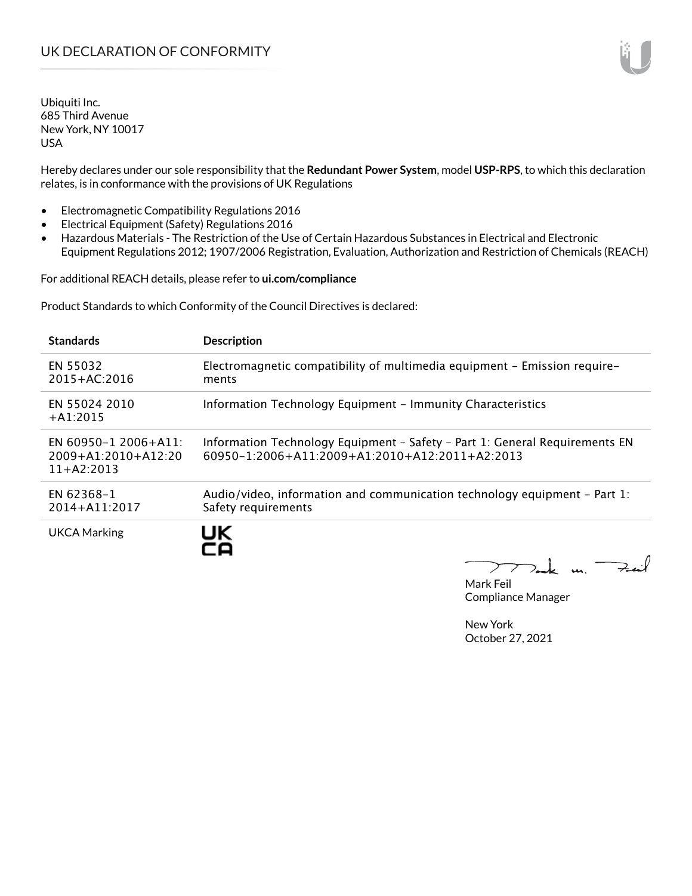# UK DECLARATION OF CONFORMITY

Ubiquiti Inc.
685 Third Avenue
New York, NY 10017
USA

Hereby declares under our sole responsibility that the **Redundant Power System**, model **USP-RPS**, to which this declaration relates, is in conformance with the provisions of UK Regulations

- Electromagnetic Compatibility Regulations 2016
- Electrical Equipment (Safety) Regulations 2016
- Hazardous Materials - The Restriction of the Use of Certain Hazardous Substances in Electrical and Electronic Equipment Regulations 2012; 1907/2006 Registration, Evaluation, Authorization and Restriction of Chemicals (REACH)

For additional REACH details, please refer to **ui.com/compliance**

Product Standards to which Conformity of the Council Directives is declared:

| Standards | Description |
| --- | --- |
| EN 55032 2015+AC:2016 | Electromagnetic compatibility of multimedia equipment – Emission requirements |
| EN 55024 2010 +A1:2015 | Information Technology Equipment – Immunity Characteristics |
| EN 60950-1 2006+A11: 2009+A1:2010+A12:2011+A2:2013 | Information Technology Equipment – Safety – Part 1: General Requirements EN 60950-1:2006+A11:2009+A1:2010+A12:2011+A2:2013 |
| EN 62368-1 2014+A11:2017 | Audio/video, information and communication technology equipment – Part 1: Safety requirements |
| UKCA Marking | UK CA |

Mark Feil
Compliance Manager

New York
October 27, 2021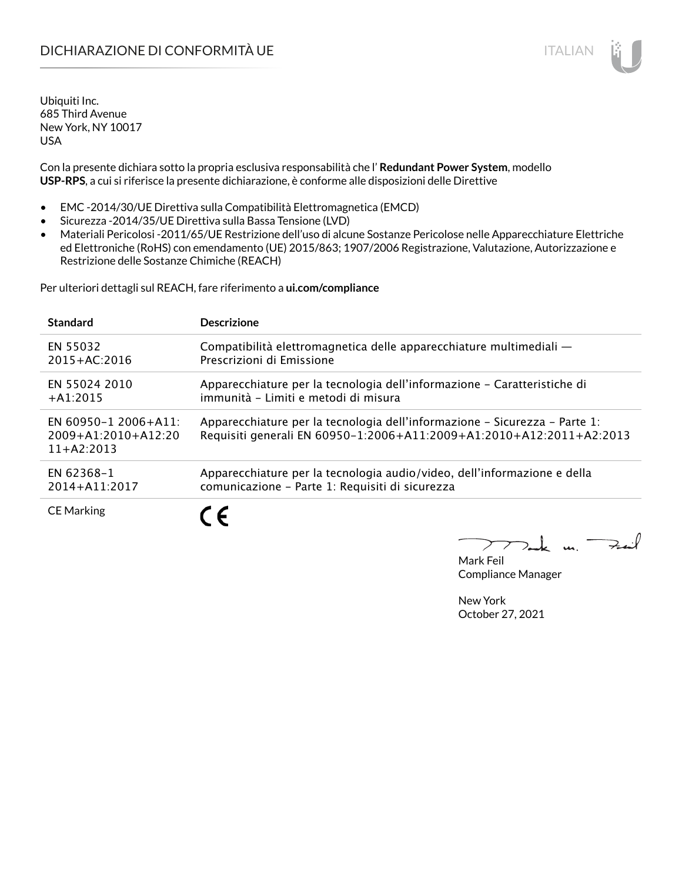# DICHIARAZIONE DI CONFORMITÀ UE

Ubiquiti Inc.
685 Third Avenue
New York, NY 10017
USA

Con la presente dichiara sotto la propria esclusiva responsabilità che l' **Redundant Power System**, modello **USP-RPS**, a cui si riferisce la presente dichiarazione, è conforme alle disposizioni delle Direttive

- EMC -2014/30/UE Direttiva sulla Compatibilità Elettromagnetica (EMCD)
- Sicurezza -2014/35/UE Direttiva sulla Bassa Tensione (LVD)
- Materiali Pericolosi -2011/65/UE Restrizione dell'uso di alcune Sostanze Pericolose nelle Apparecchiature Elettriche ed Elettroniche (RoHS) con emendamento (UE) 2015/863; 1907/2006 Registrazione, Valutazione, Autorizzazione e Restrizione delle Sostanze Chimiche (REACH)

Per ulteriori dettagli sul REACH, fare riferimento a **ui.com/compliance**

| Standard | Descrizione |
| --- | --- |
| EN 55032 2015+AC:2016 | Compatibilità elettromagnetica delle apparecchiature multimediali — Prescrizioni di Emissione |
| EN 55024 2010 +A1:2015 | Apparecchiature per la tecnologia dell'informazione – Caratteristiche di immunità – Limiti e metodi di misura |
| EN 60950-1 2006+A11: 2009+A1:2010+A12:2011+A2:2013 | Apparecchiature per la tecnologia dell'informazione – Sicurezza – Parte 1: Requisiti generali EN 60950-1:2006+A11:2009+A1:2010+A12:2011+A2:2013 |
| EN 62368-1 2014+A11:2017 | Apparecchiature per la tecnologia audio/video, dell'informazione e della comunicazione – Parte 1: Requisiti di sicurezza |
| CE Marking | CE |

Mark Feil
Compliance Manager

New York
October 27, 2021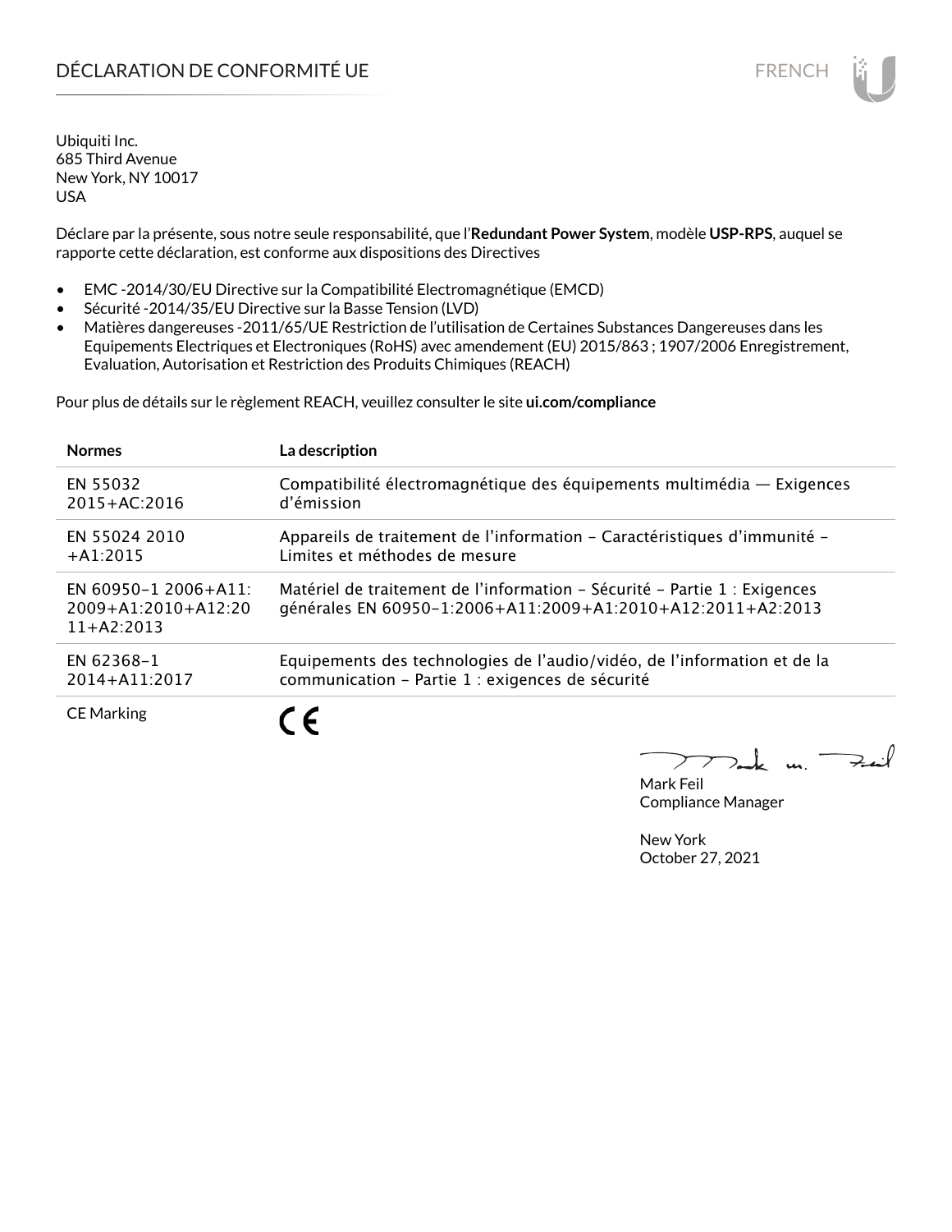# DÉCLARATION DE CONFORMITÉ UE

Ubiquiti Inc.
685 Third Avenue
New York, NY 10017
USA

Déclare par la présente, sous notre seule responsabilité, que l'**Redundant Power System**, modèle **USP-RPS**, auquel se rapporte cette déclaration, est conforme aux dispositions des Directives

- EMC -2014/30/EU Directive sur la Compatibilité Electromagnétique (EMCD)
- Sécurité -2014/35/EU Directive sur la Basse Tension (LVD)
- Matières dangereuses -2011/65/UE Restriction de l'utilisation de Certaines Substances Dangereuses dans les Equipements Electriques et Electroniques (RoHS) avec amendement (EU) 2015/863 ; 1907/2006 Enregistrement, Evaluation, Autorisation et Restriction des Produits Chimiques (REACH)

Pour plus de détails sur le règlement REACH, veuillez consulter le site **ui.com/compliance**

| **Normes** | **La description** |
| --- | --- |
| EN 55032 2015+AC:2016 | Compatibilité électromagnétique des équipements multimédia — Exigences d'émission |
| EN 55024 2010 +A1:2015 | Appareils de traitement de l'information – Caractéristiques d'immunité – Limites et méthodes de mesure |
| EN 60950-1 2006+A11: 2009+A1:2010+A12:2011+A2:2013 | Matériel de traitement de l'information – Sécurité – Partie 1 : Exigences générales EN 60950-1:2006+A11:2009+A1:2010+A12:2011+A2:2013 |
| EN 62368-1 2014+A11:2017 | Equipements des technologies de l'audio/vidéo, de l'information et de la communication – Partie 1 : exigences de sécurité |
| CE Marking | CE |

Mark Feil
Compliance Manager

New York
October 27, 2021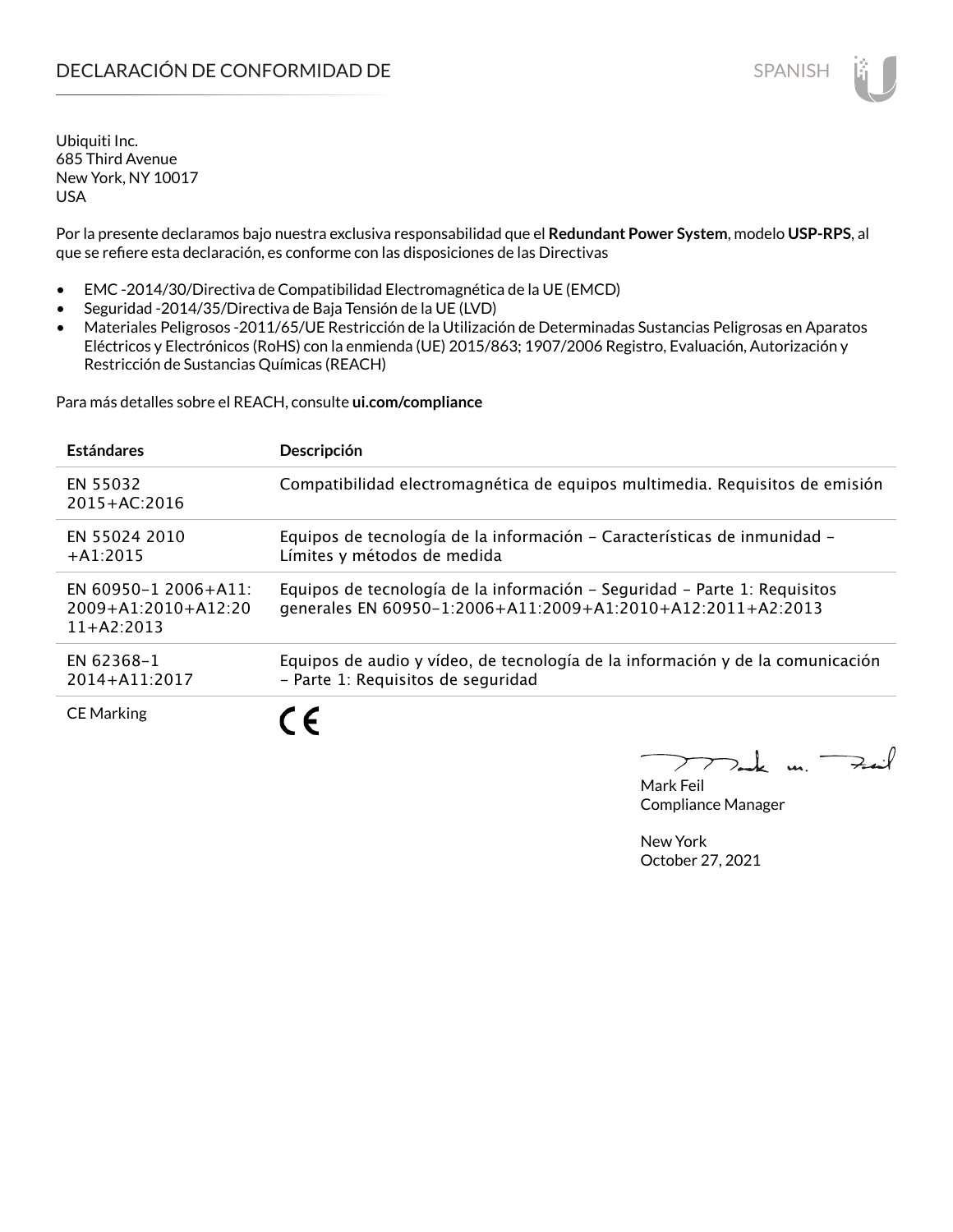# DECLARACIÓN DE CONFORMIDAD DE

Ubiquiti Inc.
685 Third Avenue
New York, NY 10017
USA

Por la presente declaramos bajo nuestra exclusiva responsabilidad que el **Redundant Power System**, modelo **USP-RPS**, al que se refiere esta declaración, es conforme con las disposiciones de las Directivas

- EMC -2014/30/Directiva de Compatibilidad Electromagnética de la UE (EMCD)
- Seguridad -2014/35/Directiva de Baja Tensión de la UE (LVD)
- Materiales Peligrosos -2011/65/UE Restricción de la Utilización de Determinadas Sustancias Peligrosas en Aparatos Eléctricos y Electrónicos (RoHS) con la enmienda (UE) 2015/863; 1907/2006 Registro, Evaluación, Autorización y Restricción de Sustancias Químicas (REACH)

Para más detalles sobre el REACH, consulte **ui.com/compliance**

| Estándares | Descripción |
|---|---|
| EN 55032 2015+AC:2016 | Compatibilidad electromagnética de equipos multimedia. Requisitos de emisión |
| EN 55024 2010 +A1:2015 | Equipos de tecnología de la información – Características de inmunidad – Límites y métodos de medida |
| EN 60950-1 2006+A11: 2009+A1:2010+A12:2011+A2:2013 | Equipos de tecnología de la información – Seguridad – Parte 1: Requisitos generales EN 60950-1:2006+A11:2009+A1:2010+A12:2011+A2:2013 |
| EN 62368-1 2014+A11:2017 | Equipos de audio y vídeo, de tecnología de la información y de la comunicación – Parte 1: Requisitos de seguridad |
| CE Marking | CE |

Mark Feil
Compliance Manager

New York
October 27, 2021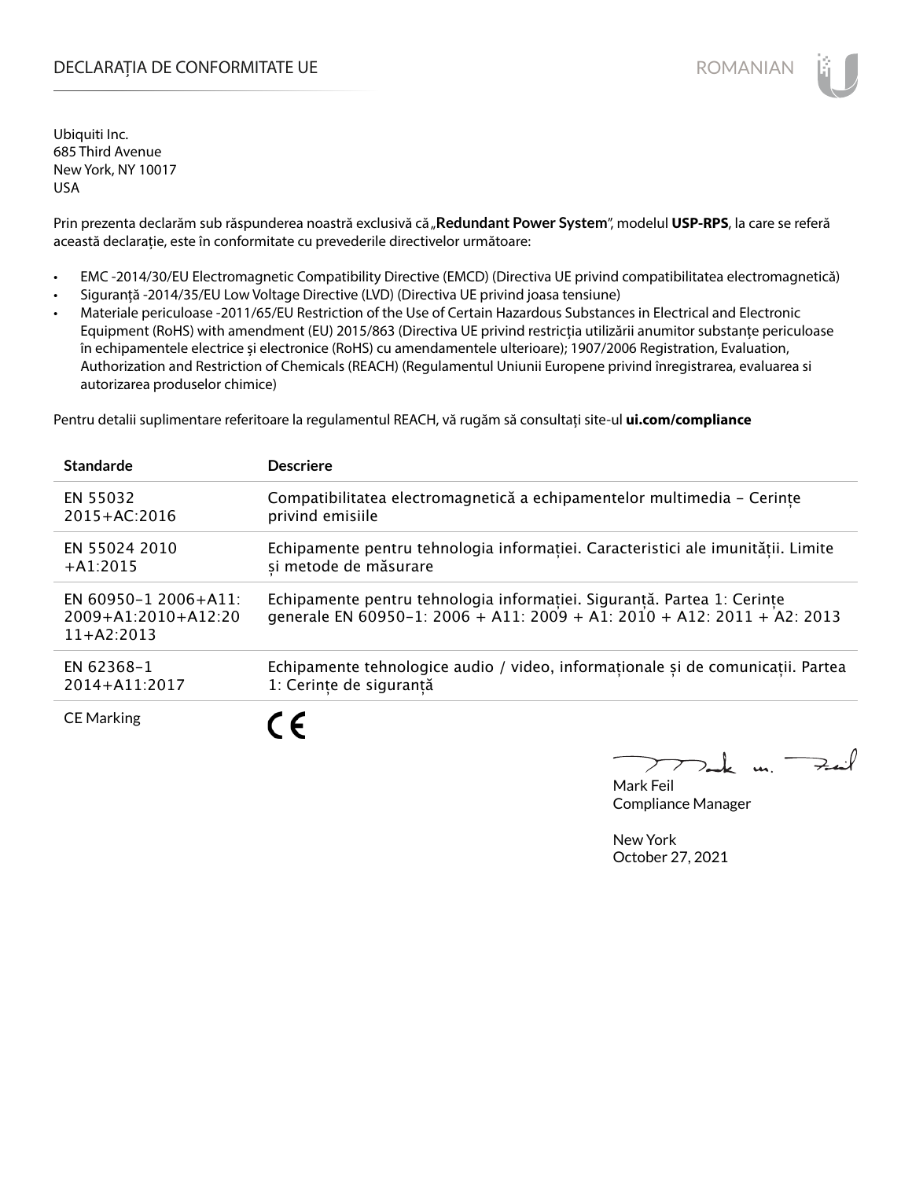# DECLARAȚIA DE CONFORMITATE UE

Ubiquiti Inc.
685 Third Avenue
New York, NY 10017
USA

Prin prezenta declarăm sub răspunderea noastră exclusivă că „**Redundant Power System**", modelul **USP-RPS**, la care se referă această declarație, este în conformitate cu prevederile directivelor următoare:

- EMC -2014/30/EU Electromagnetic Compatibility Directive (EMCD) (Directiva UE privind compatibilitatea electromagnetică)
- Siguranță -2014/35/EU Low Voltage Directive (LVD) (Directiva UE privind joasa tensiune)
- Materiale periculoase -2011/65/EU Restriction of the Use of Certain Hazardous Substances in Electrical and Electronic Equipment (RoHS) with amendment (EU) 2015/863 (Directiva UE privind restricția utilizării anumitor substanțe periculoase în echipamentele electrice și electronice (RoHS) cu amendamentele ulterioare); 1907/2006 Registration, Evaluation, Authorization and Restriction of Chemicals (REACH) (Regulamentul Uniunii Europene privind înregistrarea, evaluarea si autorizarea produselor chimice)

Pentru detalii suplimentare referitoare la regulamentul REACH, vă rugăm să consultați site-ul **ui.com/compliance**

| Standarde | Descriere |
|---|---|
| EN 55032 2015+AC:2016 | Compatibilitatea electromagnetică a echipamentelor multimedia – Cerințe privind emisiile |
| EN 55024 2010 +A1:2015 | Echipamente pentru tehnologia informației. Caracteristici ale imunității. Limite și metode de măsurare |
| EN 60950-1 2006+A11: 2009+A1:2010+A12:2011+A2:2013 | Echipamente pentru tehnologia informației. Siguranță. Partea 1: Cerințe generale EN 60950-1: 2006 + A11: 2009 + A1: 2010 + A12: 2011 + A2: 2013 |
| EN 62368-1 2014+A11:2017 | Echipamente tehnologice audio / video, informaționale și de comunicații. Partea 1: Cerințe de siguranță |
| CE Marking | CE |

Mark Feil
Compliance Manager

New York
October 27, 2021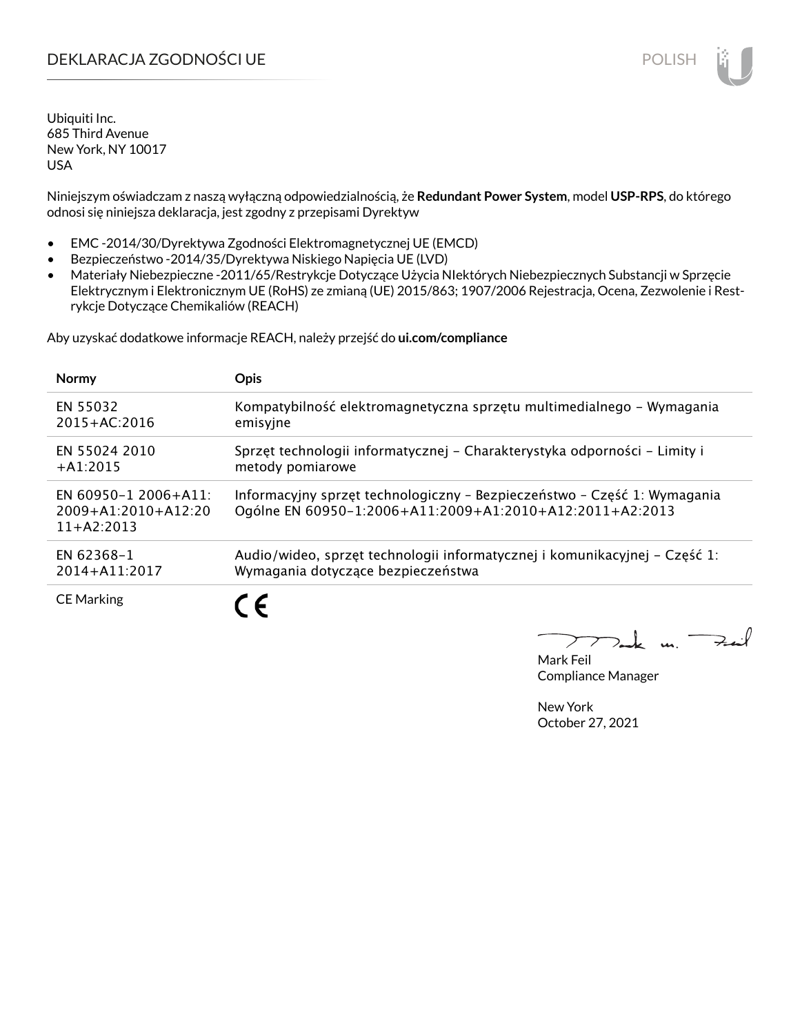# DEKLARACJA ZGODNOŚCI UE

POLISH

Ubiquiti Inc.
685 Third Avenue
New York, NY 10017
USA

Niniejszym oświadczam z naszą wyłączną odpowiedzialnością, że **Redundant Power System**, model **USP-RPS**, do którego odnosi się niniejsza deklaracja, jest zgodny z przepisami Dyrektyw

- EMC -2014/30/Dyrektywa Zgodności Elektromagnetycznej UE (EMCD)
- Bezpieczeństwo -2014/35/Dyrektywa Niskiego Napięcia UE (LVD)
- Materiały Niebezpieczne -2011/65/Restrykcje Dotyczące Użycia NIektórych Niebezpiecznych Substancji w Sprzęcie Elektrycznym i Elektronicznym UE (RoHS) ze zmianą (UE) 2015/863; 1907/2006 Rejestracja, Ocena, Zezwolenie i Restrykcje Dotyczące Chemikaliów (REACH)

Aby uzyskać dodatkowe informacje REACH, należy przejść do **ui.com/compliance**

| Normy | Opis |
|---|---|
| EN 55032 2015+AC:2016 | Kompatybilność elektromagnetyczna sprzętu multimedialnego – Wymagania emisyjne |
| EN 55024 2010 +A1:2015 | Sprzęt technologii informatycznej – Charakterystyka odporności – Limity i metody pomiarowe |
| EN 60950-1 2006+A11: 2009+A1:2010+A12:2011+A2:2013 | Informacyjny sprzęt technologiczny – Bezpieczeństwo – Część 1: Wymagania Ogólne EN 60950-1:2006+A11:2009+A1:2010+A12:2011+A2:2013 |
| EN 62368-1 2014+A11:2017 | Audio/wideo, sprzęt technologii informatycznej i komunikacyjnej – Część 1: Wymagania dotyczące bezpieczeństwa |
| CE Marking | CE |

Mark Feil
Compliance Manager

New York
October 27, 2021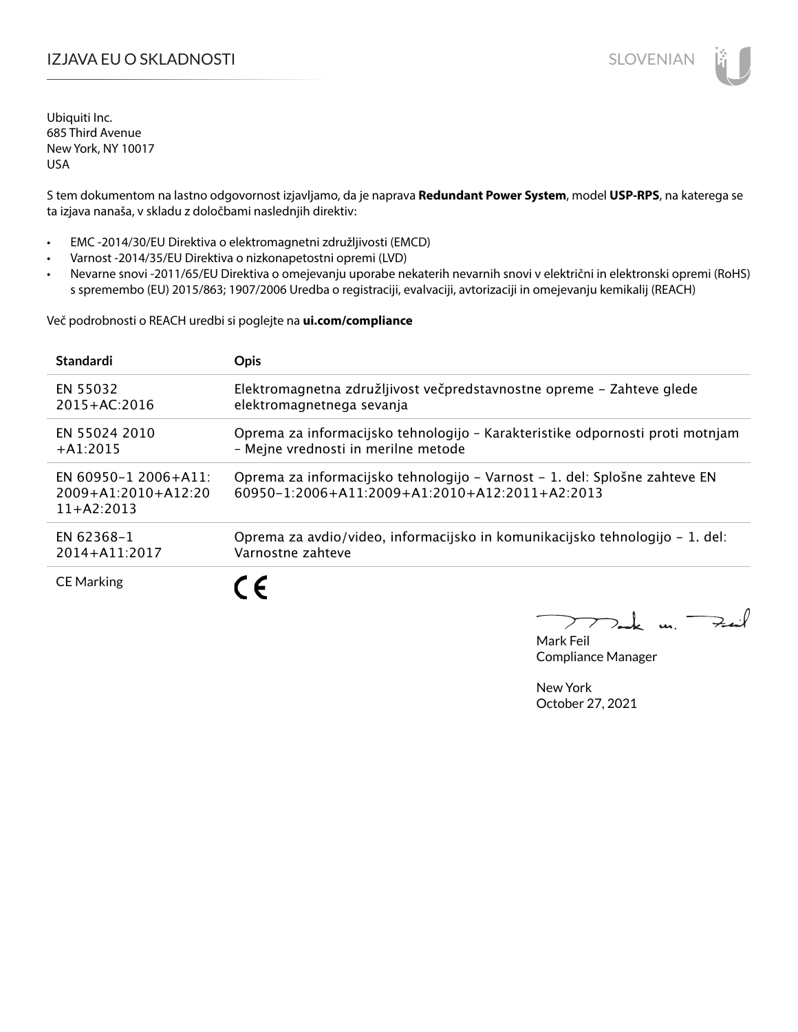# IZJAVA EU O SKLADNOSTI

SLOVENIAN

Ubiquiti Inc.
685 Third Avenue
New York, NY 10017
USA

S tem dokumentom na lastno odgovornost izjavljamo, da je naprava **Redundant Power System**, model **USP-RPS**, na katerega se ta izjava nanaša, v skladu z določbami naslednjih direktiv:

- EMC -2014/30/EU Direktiva o elektromagnetni združljivosti (EMCD)
- Varnost -2014/35/EU Direktiva o nizkonapetostni opremi (LVD)
- Nevarne snovi -2011/65/EU Direktiva o omejevanju uporabe nekaterih nevarnih snovi v električni in elektronski opremi (RoHS) s spremembo (EU) 2015/863; 1907/2006 Uredba o registraciji, evalvaciji, avtorizaciji in omejevanju kemikalij (REACH)

Več podrobnosti o REACH uredbi si poglejte na **ui.com/compliance**

| Standardi | Opis |
|---|---|
| EN 55032 2015+AC:2016 | Elektromagnetna združljivost večpredstavnostne opreme – Zahteve glede elektromagnetnega sevanja |
| EN 55024 2010 +A1:2015 | Oprema za informacijsko tehnologijo – Karakteristike odpornosti proti motnjam – Mejne vrednosti in merilne metode |
| EN 60950-1 2006+A11: 2009+A1:2010+A12:2011+A2:2013 | Oprema za informacijsko tehnologijo – Varnost – 1. del: Splošne zahteve EN 60950-1:2006+A11:2009+A1:2010+A12:2011+A2:2013 |
| EN 62368-1 2014+A11:2017 | Oprema za avdio/video, informacijsko in komunikacijsko tehnologijo – 1. del: Varnostne zahteve |
| CE Marking | CE |

Mark Feil
Compliance Manager

New York
October 27, 2021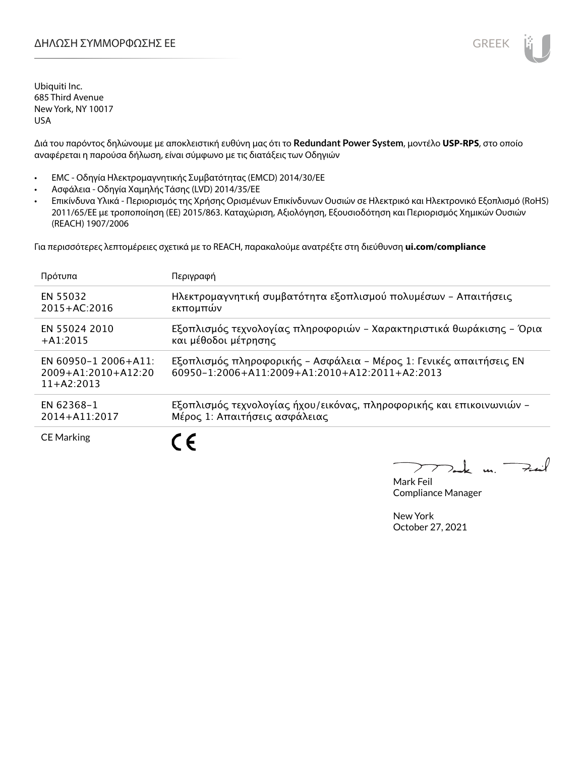# ΔΗΛΩΣΗ ΣΥΜΜΟΡΦΩΣΗΣ ΕΕ

Ubiquiti Inc.
685 Third Avenue
New York, NY 10017
USA

Διά του παρόντος δηλώνουμε με αποκλειστική ευθύνη μας ότι το **Redundant Power System**, μοντέλο **USP-RPS**, στο οποίο αναφέρεται η παρούσα δήλωση, είναι σύμφωνο με τις διατάξεις των Οδηγιών

- EMC - Οδηγία Ηλεκτρομαγνητικής Συμβατότητας (EMCD) 2014/30/ΕΕ
- Ασφάλεια - Οδηγία Χαμηλής Τάσης (LVD) 2014/35/ΕΕ
- Επικίνδυνα Υλικά - Περιορισμός της Χρήσης Ορισμένων Επικίνδυνων Ουσιών σε Ηλεκτρικό και Ηλεκτρονικό Εξοπλισμό (RoHS) 2011/65/ΕΕ με τροποποίηση (ΕΕ) 2015/863. Καταχώριση, Αξιολόγηση, Εξουσιοδότηση και Περιορισμός Χημικών Ουσιών (REACH) 1907/2006

Για περισσότερες λεπτομέρειες σχετικά με το REACH, παρακαλούμε ανατρέξτε στη διεύθυνση **ui.com/compliance**

| Πρότυπα | Περιγραφή |
|---|---|
| EN 55032 2015+AC:2016 | Ηλεκτρομαγνητική συμβατότητα εξοπλισμού πολυμέσων – Απαιτήσεις εκπομπών |
| EN 55024 2010 +A1:2015 | Εξοπλισμός τεχνολογίας πληροφοριών – Χαρακτηριστικά θωράκισης – Όρια και μέθοδοι μέτρησης |
| EN 60950-1 2006+A11: 2009+A1:2010+A12:20 11+A2:2013 | Εξοπλισμός πληροφορικής – Ασφάλεια – Μέρος 1: Γενικές απαιτήσεις EN 60950-1:2006+A11:2009+A1:2010+A12:2011+A2:2013 |
| EN 62368-1 2014+A11:2017 | Εξοπλισμός τεχνολογίας ήχου/εικόνας, πληροφορικής και επικοινωνιών – Μέρος 1: Απαιτήσεις ασφάλειας |
| CE Marking | CE |

Mark Feil
Compliance Manager

New York
October 27, 2021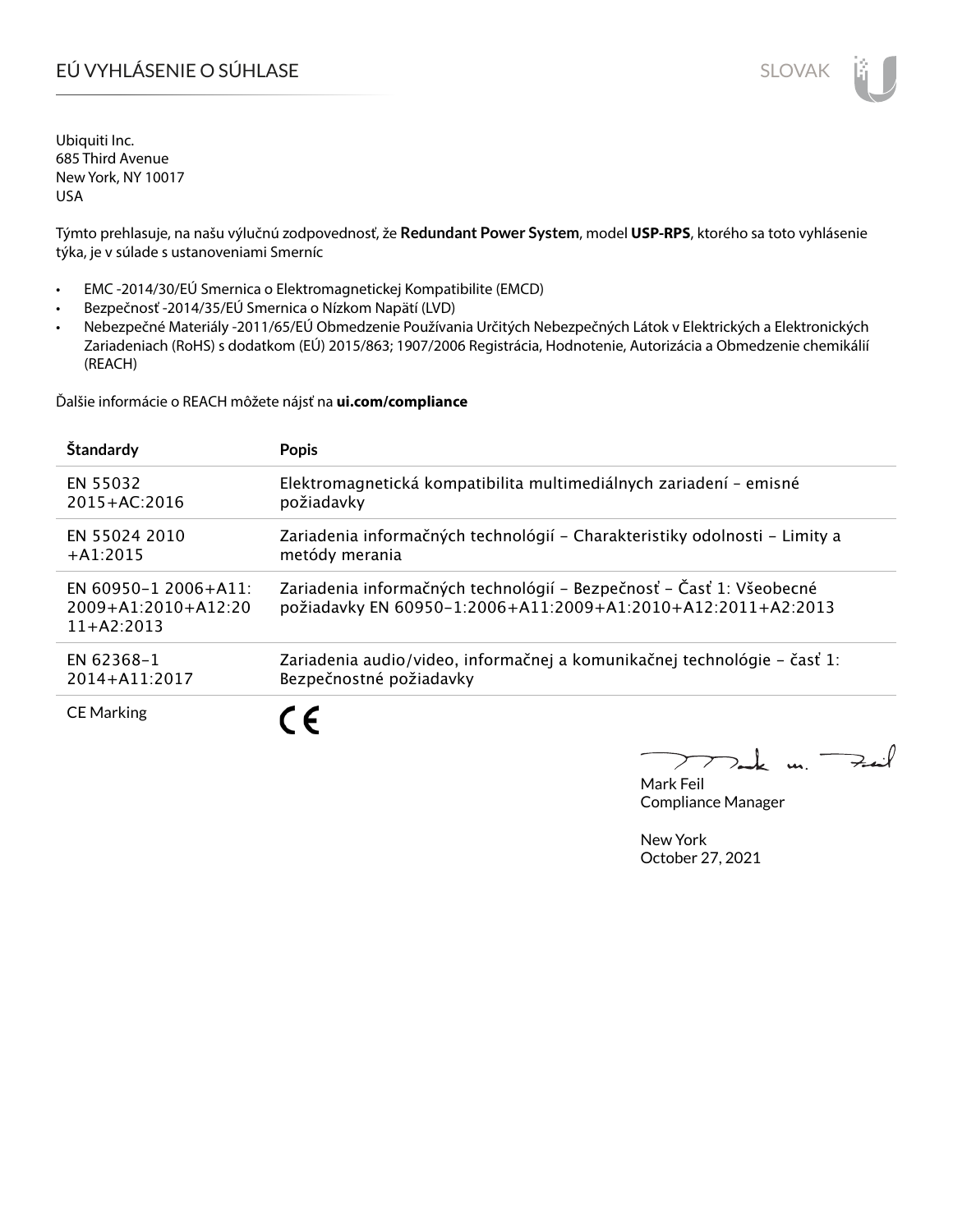# EÚ VYHLÁSENIE O SÚHLASE

Ubiquiti Inc.
685 Third Avenue
New York, NY 10017
USA

Týmto prehlasuje, na našu výlučnú zodpovednosť, že **Redundant Power System**, model **USP-RPS**, ktorého sa toto vyhlásenie týka, je v súlade s ustanoveniami Smerníc

- EMC -2014/30/EÚ Smernica o Elektromagnetickej Kompatibilite (EMCD)
- Bezpečnosť -2014/35/EÚ Smernica o Nízkom Napätí (LVD)
- Nebezpečné Materiály -2011/65/EÚ Obmedzenie Používania Určitých Nebezpečných Látok v Elektrických a Elektronických Zariadeniach (RoHS) s dodatkom (EÚ) 2015/863; 1907/2006 Registrácia, Hodnotenie, Autorizácia a Obmedzenie chemikálií (REACH)

Ďalšie informácie o REACH môžete nájsť na **ui.com/compliance**

| Štandardy | Popis |
|---|---|
| EN 55032 2015+AC:2016 | Elektromagnetická kompatibilita multimediálnych zariadení – emisné požiadavky |
| EN 55024 2010 +A1:2015 | Zariadenia informačných technológií – Charakteristiky odolnosti – Limity a metódy merania |
| EN 60950-1 2006+A11: 2009+A1:2010+A12:2011+A2:2013 | Zariadenia informačných technológií – Bezpečnosť – Časť 1: Všeobecné požiadavky EN 60950-1:2006+A11:2009+A1:2010+A12:2011+A2:2013 |
| EN 62368-1 2014+A11:2017 | Zariadenia audio/video, informačnej a komunikačnej technológie – časť 1: Bezpečnostné požiadavky |
| CE Marking | CE |

Mark Feil
Compliance Manager

New York
October 27, 2021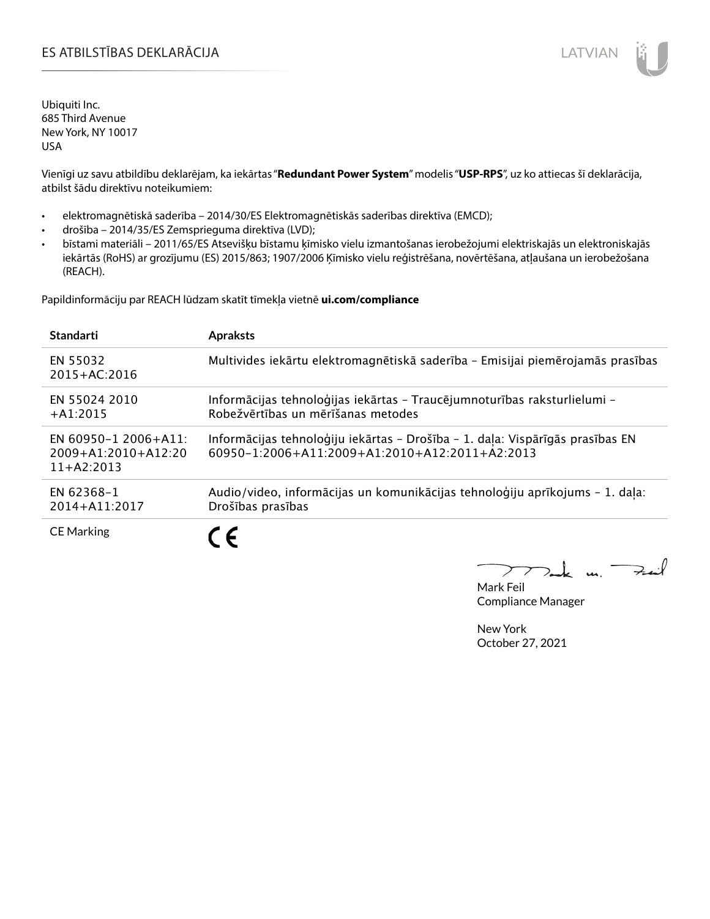# ES ATBILSTĪBAS DEKLARĀCIJA

Ubiquiti Inc.
685 Third Avenue
New York, NY 10017
USA

Vienīgi uz savu atbildību deklarējam, ka iekārtas "**Redundant Power System**" modelis "**USP-RPS**", uz ko attiecas šī deklarācija, atbilst šādu direktīvu noteikumiem:

- elektromagnētiskā saderība – 2014/30/ES Elektromagnētiskās saderības direktīva (EMCD);
- drošība – 2014/35/ES Zemsprieguma direktīva (LVD);
- bīstami materiāli – 2011/65/ES Atsevišķu bīstamu ķīmisko vielu izmantošanas ierobežojumi elektriskajās un elektroniskajās iekārtās (RoHS) ar grozījumu (ES) 2015/863; 1907/2006 Ķīmisko vielu reģistrēšana, novērtēšana, atļaušana un ierobežošana (REACH).

Papildinformāciju par REACH lūdzam skatīt tīmekļa vietnē **ui.com/compliance**

| Standarti | Apraksts |
|---|---|
| EN 55032 2015+AC:2016 | Multivides iekārtu elektromagnētiskā saderība – Emisijai piemērojamās prasības |
| EN 55024 2010 +A1:2015 | Informācijas tehnoloģijas iekārtas – Traucējumnoturības raksturlielumi – Robežvērtības un mērīšanas metodes |
| EN 60950-1 2006+A11: 2009+A1:2010+A12:2011+A2:2013 | Informācijas tehnoloģiju iekārtas – Drošība – 1. daļa: Vispārīgās prasības EN 60950-1:2006+A11:2009+A1:2010+A12:2011+A2:2013 |
| EN 62368-1 2014+A11:2017 | Audio/video, informācijas un komunikācijas tehnoloģiju aprīkojums – 1. daļa: Drošības prasības |
| CE Marking | CE |

Mark Feil
Compliance Manager

New York
October 27, 2021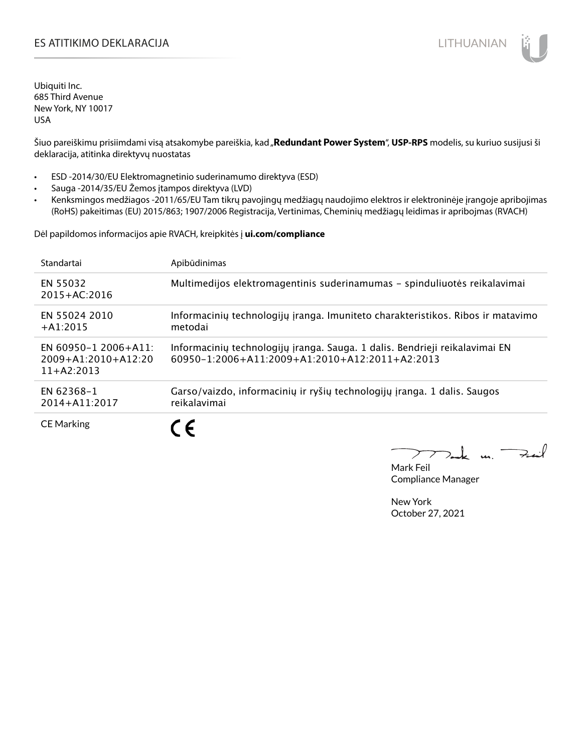# ES ATITIKIMO DEKLARACIJA

Ubiquiti Inc.
685 Third Avenue
New York, NY 10017
USA

Šiuo pareiškimu prisiimdami visą atsakomybe pareiškia, kad „**Redundant Power System**", **USP-RPS** modelis, su kuriuo susijusi ši deklaracija, atitinka direktyvų nuostatas

- ESD -2014/30/EU Elektromagnetinio suderinamumo direktyva (ESD)
- Sauga -2014/35/EU Žemos įtampos direktyva (LVD)
- Kenksmingos medžiagos -2011/65/EU Tam tikrų pavojingų medžiagų naudojimo elektros ir elektroninėje įrangoje apribojimas (RoHS) pakeitimas (EU) 2015/863; 1907/2006 Registracija, Vertinimas, Cheminių medžiagų leidimas ir apribojmas (RVACH)

Dėl papildomos informacijos apie RVACH, kreipkitės į **ui.com/compliance**

| Standartai | Apibūdinimas |
|---|---|
| EN 55032 2015+AC:2016 | Multimedijos elektromagentinis suderinamumas – spinduliuotės reikalavimai |
| EN 55024 2010 +A1:2015 | Informacinių technologijų įranga. Imuniteto charakteristikos. Ribos ir matavimo metodai |
| EN 60950-1 2006+A11: 2009+A1:2010+A12:2011+A2:2013 | Informacinių technologijų įranga. Sauga. 1 dalis. Bendrieji reikalavimai EN 60950-1:2006+A11:2009+A1:2010+A12:2011+A2:2013 |
| EN 62368-1 2014+A11:2017 | Garso/vaizdo, informacinių ir ryšių technologijų įranga. 1 dalis. Saugos reikalavimai |
| CE Marking | CE |

Mark Feil
Compliance Manager

New York
October 27, 2021